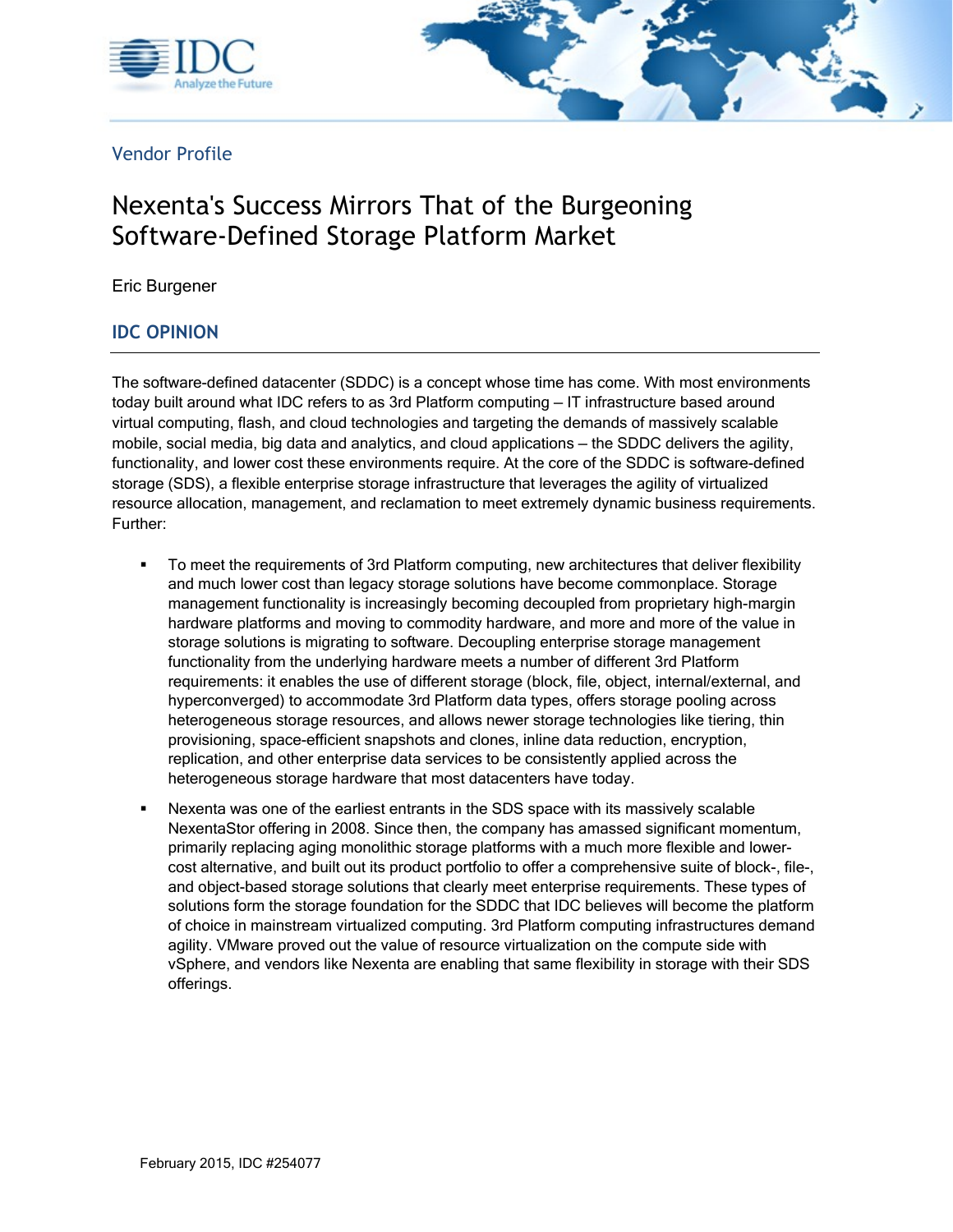Vendor Profile

# Nexenta's Success Mirrors That of the Burgeoning Software-Defined Storage Platform Market

Eric Burgener

## IDC OPINION

The software-defined datacenter (SDDC) is a concept whose time has come. With most environments today built around what IDC refers to as 3rd Platform computing — IT infrastructure based around virtual computing, flash, and cloud technologies and targeting the demands of massively scalable mobile, social media, big data and analytics, and cloud applications — the SDDC delivers the agility, functionality, and lower cost these environments require. At the core of the SDDC is software-defined storage (SDS), a flexible enterprise storage infrastructure that leverages the agility of virtualized resource allocation, management, and reclamation to meet extremely dynamic business requirements. Further:

- To meet the requirements of 3rd Platform computing, new architectures that deliver flexibility and much lower cost than legacy storage solutions have become commonplace. Storage management functionality is increasingly becoming decoupled from proprietary high-margin hardware platforms and moving to commodity hardware, and more and more of the value in storage solutions is migrating to software. Decoupling enterprise storage management functionality from the underlying hardware meets a number of different 3rd Platform requirements: it enables the use of different storage (block, file, object, internal/external, and hyperconverged) to accommodate 3rd Platform data types, offers storage pooling across heterogeneous storage resources, and allows newer storage technologies like tiering, thin provisioning, space-efficient snapshots and clones, inline data reduction, encryption, replication, and other enterprise data services to be consistently applied across the heterogeneous storage hardware that most datacenters have today.
- Nexenta was one of the earliest entrants in the SDS space with its massively scalable NexentaStor offering in 2008. Since then, the company has amassed significant momentum, primarily replacing aging monolithic storage platforms with a much more flexible and lower-cost alternative, and built out its product portfolio to offer a comprehensive suite of block-, file-, and object-based storage solutions that clearly meet enterprise requirements. These types of solutions form the storage foundation for the SDDC that IDC believes will become the platform of choice in mainstream virtualized computing. 3rd Platform computing infrastructures demand agility. VMware proved out the value of resource virtualization on the compute side with vSphere, and vendors like Nexenta are enabling that same flexibility in storage with their SDS offerings.

February 2015, IDC #254077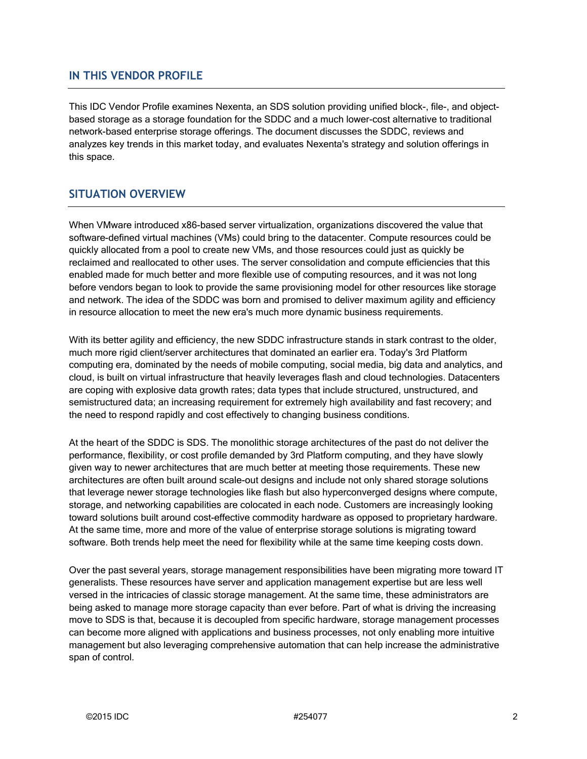## IN THIS VENDOR PROFILE

This IDC Vendor Profile examines Nexenta, an SDS solution providing unified block-, file-, and object-based storage as a storage foundation for the SDDC and a much lower-cost alternative to traditional network-based enterprise storage offerings. The document discusses the SDDC, reviews and analyzes key trends in this market today, and evaluates Nexenta's strategy and solution offerings in this space.

## SITUATION OVERVIEW

When VMware introduced x86-based server virtualization, organizations discovered the value that software-defined virtual machines (VMs) could bring to the datacenter. Compute resources could be quickly allocated from a pool to create new VMs, and those resources could just as quickly be reclaimed and reallocated to other uses. The server consolidation and compute efficiencies that this enabled made for much better and more flexible use of computing resources, and it was not long before vendors began to look to provide the same provisioning model for other resources like storage and network. The idea of the SDDC was born and promised to deliver maximum agility and efficiency in resource allocation to meet the new era's much more dynamic business requirements.

With its better agility and efficiency, the new SDDC infrastructure stands in stark contrast to the older, much more rigid client/server architectures that dominated an earlier era. Today's 3rd Platform computing era, dominated by the needs of mobile computing, social media, big data and analytics, and cloud, is built on virtual infrastructure that heavily leverages flash and cloud technologies. Datacenters are coping with explosive data growth rates; data types that include structured, unstructured, and semistructured data; an increasing requirement for extremely high availability and fast recovery; and the need to respond rapidly and cost effectively to changing business conditions.

At the heart of the SDDC is SDS. The monolithic storage architectures of the past do not deliver the performance, flexibility, or cost profile demanded by 3rd Platform computing, and they have slowly given way to newer architectures that are much better at meeting those requirements. These new architectures are often built around scale-out designs and include not only shared storage solutions that leverage newer storage technologies like flash but also hyperconverged designs where compute, storage, and networking capabilities are colocated in each node. Customers are increasingly looking toward solutions built around cost-effective commodity hardware as opposed to proprietary hardware. At the same time, more and more of the value of enterprise storage solutions is migrating toward software. Both trends help meet the need for flexibility while at the same time keeping costs down.

Over the past several years, storage management responsibilities have been migrating more toward IT generalists. These resources have server and application management expertise but are less well versed in the intricacies of classic storage management. At the same time, these administrators are being asked to manage more storage capacity than ever before. Part of what is driving the increasing move to SDS is that, because it is decoupled from specific hardware, storage management processes can become more aligned with applications and business processes, not only enabling more intuitive management but also leveraging comprehensive automation that can help increase the administrative span of control.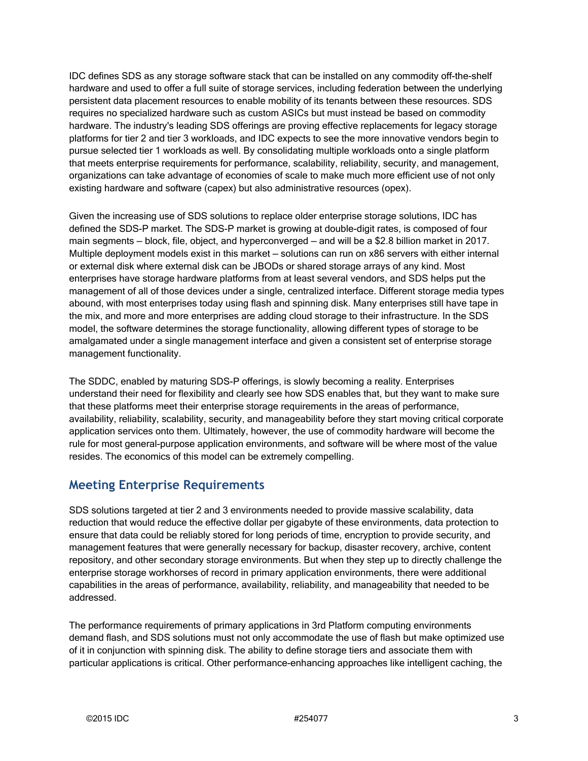IDC defines SDS as any storage software stack that can be installed on any commodity off-the-shelf hardware and used to offer a full suite of storage services, including federation between the underlying persistent data placement resources to enable mobility of its tenants between these resources. SDS requires no specialized hardware such as custom ASICs but must instead be based on commodity hardware. The industry's leading SDS offerings are proving effective replacements for legacy storage platforms for tier 2 and tier 3 workloads, and IDC expects to see the more innovative vendors begin to pursue selected tier 1 workloads as well. By consolidating multiple workloads onto a single platform that meets enterprise requirements for performance, scalability, reliability, security, and management, organizations can take advantage of economies of scale to make much more efficient use of not only existing hardware and software (capex) but also administrative resources (opex).

Given the increasing use of SDS solutions to replace older enterprise storage solutions, IDC has defined the SDS-P market. The SDS-P market is growing at double-digit rates, is composed of four main segments — block, file, object, and hyperconverged — and will be a $2.8 billion market in 2017. Multiple deployment models exist in this market — solutions can run on x86 servers with either internal or external disk where external disk can be JBODs or shared storage arrays of any kind. Most enterprises have storage hardware platforms from at least several vendors, and SDS helps put the management of all of those devices under a single, centralized interface. Different storage media types abound, with most enterprises today using flash and spinning disk. Many enterprises still have tape in the mix, and more and more enterprises are adding cloud storage to their infrastructure. In the SDS model, the software determines the storage functionality, allowing different types of storage to be amalgamated under a single management interface and given a consistent set of enterprise storage management functionality.

The SDDC, enabled by maturing SDS-P offerings, is slowly becoming a reality. Enterprises understand their need for flexibility and clearly see how SDS enables that, but they want to make sure that these platforms meet their enterprise storage requirements in the areas of performance, availability, reliability, scalability, security, and manageability before they start moving critical corporate application services onto them. Ultimately, however, the use of commodity hardware will become the rule for most general-purpose application environments, and software will be where most of the value resides. The economics of this model can be extremely compelling.

## Meeting Enterprise Requirements

SDS solutions targeted at tier 2 and 3 environments needed to provide massive scalability, data reduction that would reduce the effective dollar per gigabyte of these environments, data protection to ensure that data could be reliably stored for long periods of time, encryption to provide security, and management features that were generally necessary for backup, disaster recovery, archive, content repository, and other secondary storage environments. But when they step up to directly challenge the enterprise storage workhorses of record in primary application environments, there were additional capabilities in the areas of performance, availability, reliability, and manageability that needed to be addressed.

The performance requirements of primary applications in 3rd Platform computing environments demand flash, and SDS solutions must not only accommodate the use of flash but make optimized use of it in conjunction with spinning disk. The ability to define storage tiers and associate them with particular applications is critical. Other performance-enhancing approaches like intelligent caching, the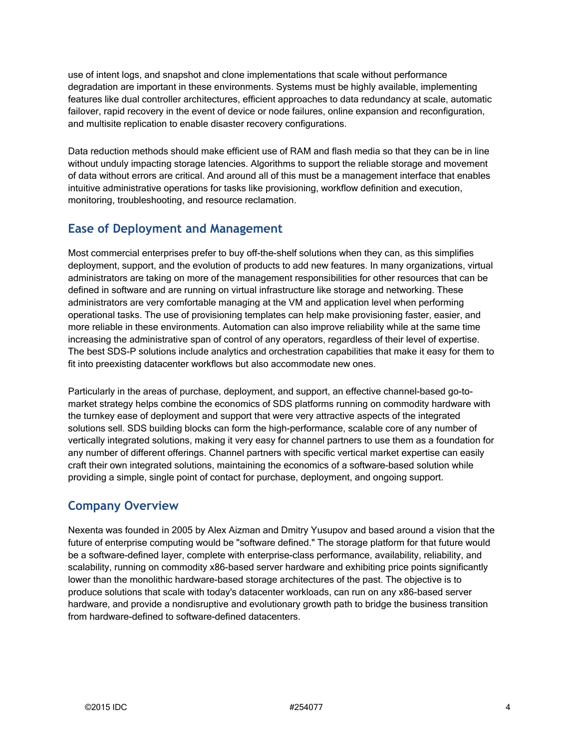use of intent logs, and snapshot and clone implementations that scale without performance degradation are important in these environments. Systems must be highly available, implementing features like dual controller architectures, efficient approaches to data redundancy at scale, automatic failover, rapid recovery in the event of device or node failures, online expansion and reconfiguration, and multisite replication to enable disaster recovery configurations.

Data reduction methods should make efficient use of RAM and flash media so that they can be in line without unduly impacting storage latencies. Algorithms to support the reliable storage and movement of data without errors are critical. And around all of this must be a management interface that enables intuitive administrative operations for tasks like provisioning, workflow definition and execution, monitoring, troubleshooting, and resource reclamation.

## Ease of Deployment and Management

Most commercial enterprises prefer to buy off-the-shelf solutions when they can, as this simplifies deployment, support, and the evolution of products to add new features. In many organizations, virtual administrators are taking on more of the management responsibilities for other resources that can be defined in software and are running on virtual infrastructure like storage and networking. These administrators are very comfortable managing at the VM and application level when performing operational tasks. The use of provisioning templates can help make provisioning faster, easier, and more reliable in these environments. Automation can also improve reliability while at the same time increasing the administrative span of control of any operators, regardless of their level of expertise. The best SDS-P solutions include analytics and orchestration capabilities that make it easy for them to fit into preexisting datacenter workflows but also accommodate new ones.

Particularly in the areas of purchase, deployment, and support, an effective channel-based go-to-market strategy helps combine the economics of SDS platforms running on commodity hardware with the turnkey ease of deployment and support that were very attractive aspects of the integrated solutions sell. SDS building blocks can form the high-performance, scalable core of any number of vertically integrated solutions, making it very easy for channel partners to use them as a foundation for any number of different offerings. Channel partners with specific vertical market expertise can easily craft their own integrated solutions, maintaining the economics of a software-based solution while providing a simple, single point of contact for purchase, deployment, and ongoing support.

## Company Overview

Nexenta was founded in 2005 by Alex Aizman and Dmitry Yusupov and based around a vision that the future of enterprise computing would be "software defined." The storage platform for that future would be a software-defined layer, complete with enterprise-class performance, availability, reliability, and scalability, running on commodity x86-based server hardware and exhibiting price points significantly lower than the monolithic hardware-based storage architectures of the past. The objective is to produce solutions that scale with today's datacenter workloads, can run on any x86-based server hardware, and provide a nondisruptive and evolutionary growth path to bridge the business transition from hardware-defined to software-defined datacenters.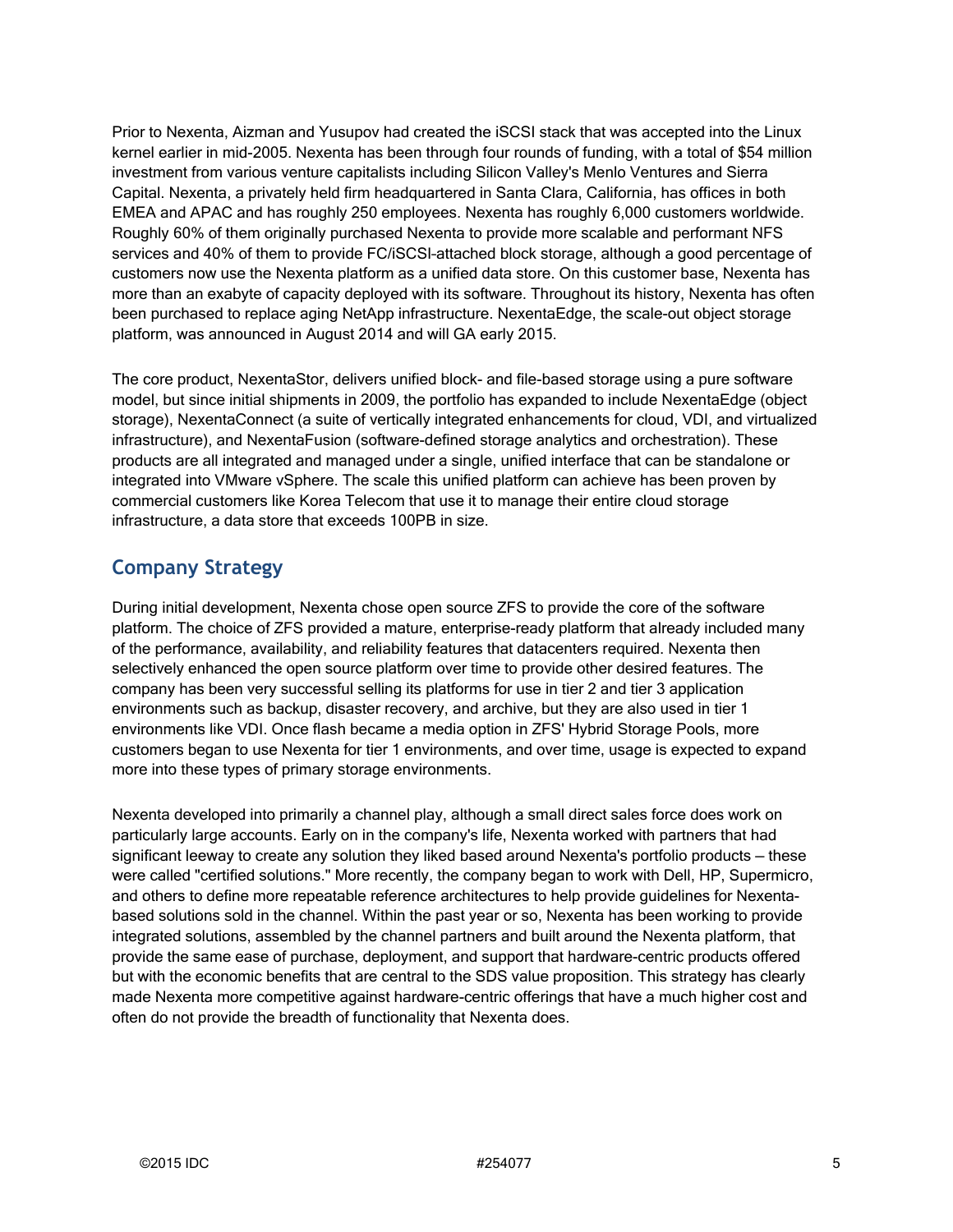Prior to Nexenta, Aizman and Yusupov had created the iSCSI stack that was accepted into the Linux kernel earlier in mid-2005. Nexenta has been through four rounds of funding, with a total of $54 million investment from various venture capitalists including Silicon Valley's Menlo Ventures and Sierra Capital. Nexenta, a privately held firm headquartered in Santa Clara, California, has offices in both EMEA and APAC and has roughly 250 employees. Nexenta has roughly 6,000 customers worldwide. Roughly 60% of them originally purchased Nexenta to provide more scalable and performant NFS services and 40% of them to provide FC/iSCSI-attached block storage, although a good percentage of customers now use the Nexenta platform as a unified data store. On this customer base, Nexenta has more than an exabyte of capacity deployed with its software. Throughout its history, Nexenta has often been purchased to replace aging NetApp infrastructure. NexentaEdge, the scale-out object storage platform, was announced in August 2014 and will GA early 2015.

The core product, NexentaStor, delivers unified block- and file-based storage using a pure software model, but since initial shipments in 2009, the portfolio has expanded to include NexentaEdge (object storage), NexentaConnect (a suite of vertically integrated enhancements for cloud, VDI, and virtualized infrastructure), and NexentaFusion (software-defined storage analytics and orchestration). These products are all integrated and managed under a single, unified interface that can be standalone or integrated into VMware vSphere. The scale this unified platform can achieve has been proven by commercial customers like Korea Telecom that use it to manage their entire cloud storage infrastructure, a data store that exceeds 100PB in size.

## Company Strategy

During initial development, Nexenta chose open source ZFS to provide the core of the software platform. The choice of ZFS provided a mature, enterprise-ready platform that already included many of the performance, availability, and reliability features that datacenters required. Nexenta then selectively enhanced the open source platform over time to provide other desired features. The company has been very successful selling its platforms for use in tier 2 and tier 3 application environments such as backup, disaster recovery, and archive, but they are also used in tier 1 environments like VDI. Once flash became a media option in ZFS' Hybrid Storage Pools, more customers began to use Nexenta for tier 1 environments, and over time, usage is expected to expand more into these types of primary storage environments.

Nexenta developed into primarily a channel play, although a small direct sales force does work on particularly large accounts. Early on in the company's life, Nexenta worked with partners that had significant leeway to create any solution they liked based around Nexenta's portfolio products — these were called "certified solutions." More recently, the company began to work with Dell, HP, Supermicro, and others to define more repeatable reference architectures to help provide guidelines for Nexenta-based solutions sold in the channel. Within the past year or so, Nexenta has been working to provide integrated solutions, assembled by the channel partners and built around the Nexenta platform, that provide the same ease of purchase, deployment, and support that hardware-centric products offered but with the economic benefits that are central to the SDS value proposition. This strategy has clearly made Nexenta more competitive against hardware-centric offerings that have a much higher cost and often do not provide the breadth of functionality that Nexenta does.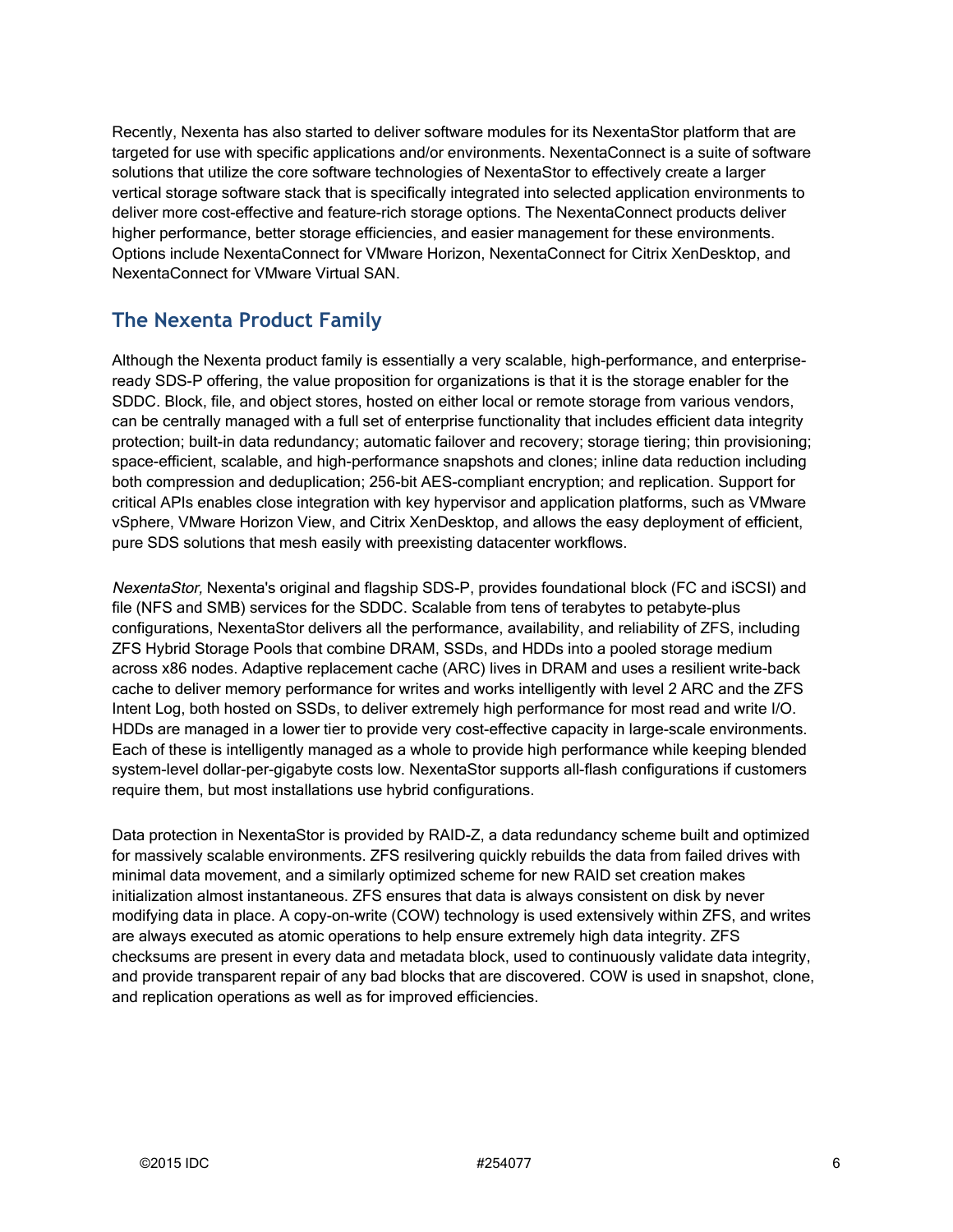Recently, Nexenta has also started to deliver software modules for its NexentaStor platform that are targeted for use with specific applications and/or environments. NexentaConnect is a suite of software solutions that utilize the core software technologies of NexentaStor to effectively create a larger vertical storage software stack that is specifically integrated into selected application environments to deliver more cost-effective and feature-rich storage options. The NexentaConnect products deliver higher performance, better storage efficiencies, and easier management for these environments. Options include NexentaConnect for VMware Horizon, NexentaConnect for Citrix XenDesktop, and NexentaConnect for VMware Virtual SAN.

## The Nexenta Product Family

Although the Nexenta product family is essentially a very scalable, high-performance, and enterprise-ready SDS-P offering, the value proposition for organizations is that it is the storage enabler for the SDDC. Block, file, and object stores, hosted on either local or remote storage from various vendors, can be centrally managed with a full set of enterprise functionality that includes efficient data integrity protection; built-in data redundancy; automatic failover and recovery; storage tiering; thin provisioning; space-efficient, scalable, and high-performance snapshots and clones; inline data reduction including both compression and deduplication; 256-bit AES-compliant encryption; and replication. Support for critical APIs enables close integration with key hypervisor and application platforms, such as VMware vSphere, VMware Horizon View, and Citrix XenDesktop, and allows the easy deployment of efficient, pure SDS solutions that mesh easily with preexisting datacenter workflows.

*NexentaStor,* Nexenta's original and flagship SDS-P, provides foundational block (FC and iSCSI) and file (NFS and SMB) services for the SDDC. Scalable from tens of terabytes to petabyte-plus configurations, NexentaStor delivers all the performance, availability, and reliability of ZFS, including ZFS Hybrid Storage Pools that combine DRAM, SSDs, and HDDs into a pooled storage medium across x86 nodes. Adaptive replacement cache (ARC) lives in DRAM and uses a resilient write-back cache to deliver memory performance for writes and works intelligently with level 2 ARC and the ZFS Intent Log, both hosted on SSDs, to deliver extremely high performance for most read and write I/O. HDDs are managed in a lower tier to provide very cost-effective capacity in large-scale environments. Each of these is intelligently managed as a whole to provide high performance while keeping blended system-level dollar-per-gigabyte costs low. NexentaStor supports all-flash configurations if customers require them, but most installations use hybrid configurations.

Data protection in NexentaStor is provided by RAID-Z, a data redundancy scheme built and optimized for massively scalable environments. ZFS resilvering quickly rebuilds the data from failed drives with minimal data movement, and a similarly optimized scheme for new RAID set creation makes initialization almost instantaneous. ZFS ensures that data is always consistent on disk by never modifying data in place. A copy-on-write (COW) technology is used extensively within ZFS, and writes are always executed as atomic operations to help ensure extremely high data integrity. ZFS checksums are present in every data and metadata block, used to continuously validate data integrity, and provide transparent repair of any bad blocks that are discovered. COW is used in snapshot, clone, and replication operations as well as for improved efficiencies.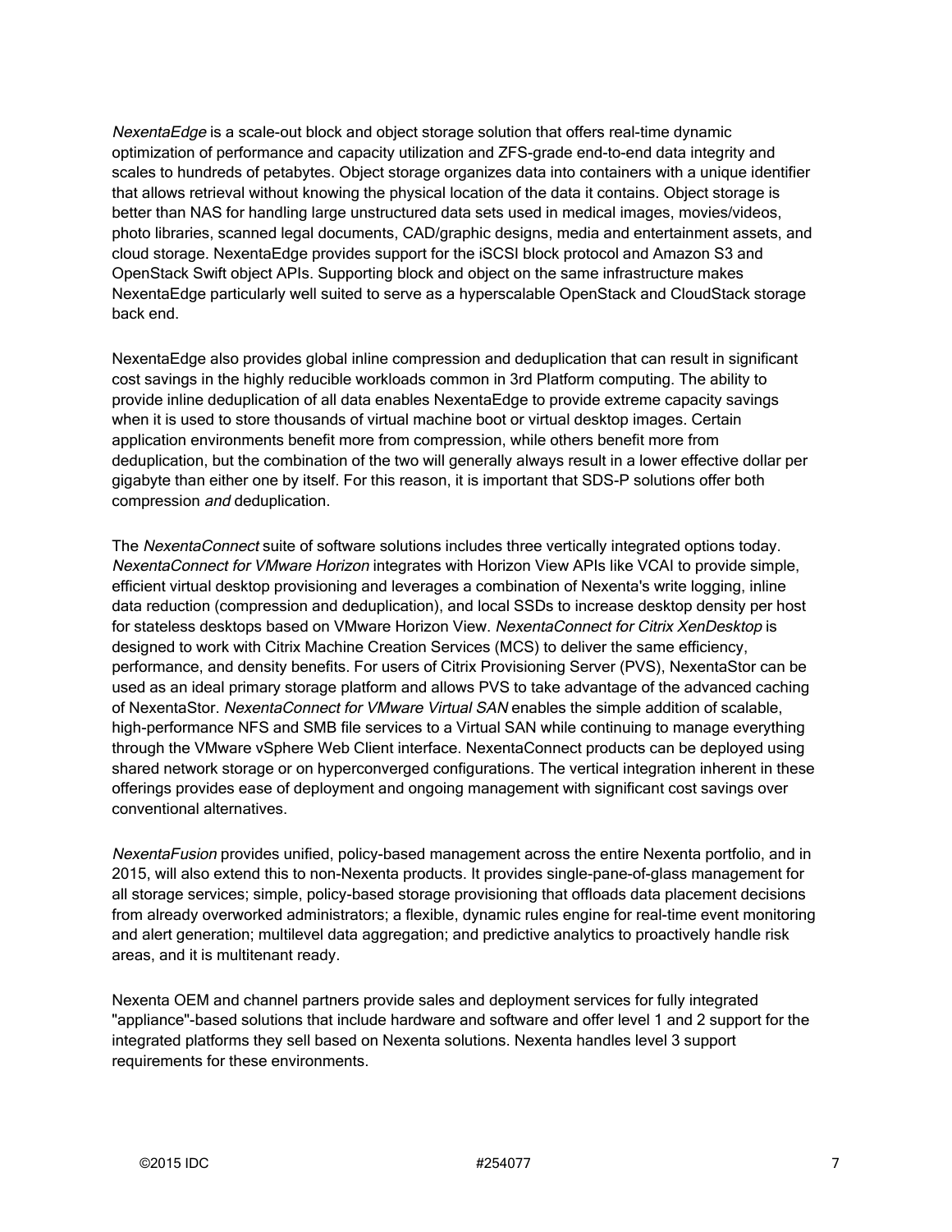*NexentaEdge* is a scale-out block and object storage solution that offers real-time dynamic optimization of performance and capacity utilization and ZFS-grade end-to-end data integrity and scales to hundreds of petabytes. Object storage organizes data into containers with a unique identifier that allows retrieval without knowing the physical location of the data it contains. Object storage is better than NAS for handling large unstructured data sets used in medical images, movies/videos, photo libraries, scanned legal documents, CAD/graphic designs, media and entertainment assets, and cloud storage. NexentaEdge provides support for the iSCSI block protocol and Amazon S3 and OpenStack Swift object APIs. Supporting block and object on the same infrastructure makes NexentaEdge particularly well suited to serve as a hyperscalable OpenStack and CloudStack storage back end.

NexentaEdge also provides global inline compression and deduplication that can result in significant cost savings in the highly reducible workloads common in 3rd Platform computing. The ability to provide inline deduplication of all data enables NexentaEdge to provide extreme capacity savings when it is used to store thousands of virtual machine boot or virtual desktop images. Certain application environments benefit more from compression, while others benefit more from deduplication, but the combination of the two will generally always result in a lower effective dollar per gigabyte than either one by itself. For this reason, it is important that SDS-P solutions offer both compression *and* deduplication.

The *NexentaConnect* suite of software solutions includes three vertically integrated options today. *NexentaConnect for VMware Horizon* integrates with Horizon View APIs like VCAI to provide simple, efficient virtual desktop provisioning and leverages a combination of Nexenta's write logging, inline data reduction (compression and deduplication), and local SSDs to increase desktop density per host for stateless desktops based on VMware Horizon View. *NexentaConnect for Citrix XenDesktop* is designed to work with Citrix Machine Creation Services (MCS) to deliver the same efficiency, performance, and density benefits. For users of Citrix Provisioning Server (PVS), NexentaStor can be used as an ideal primary storage platform and allows PVS to take advantage of the advanced caching of NexentaStor. *NexentaConnect for VMware Virtual SAN* enables the simple addition of scalable, high-performance NFS and SMB file services to a Virtual SAN while continuing to manage everything through the VMware vSphere Web Client interface. NexentaConnect products can be deployed using shared network storage or on hyperconverged configurations. The vertical integration inherent in these offerings provides ease of deployment and ongoing management with significant cost savings over conventional alternatives.

*NexentaFusion* provides unified, policy-based management across the entire Nexenta portfolio, and in 2015, will also extend this to non-Nexenta products. It provides single-pane-of-glass management for all storage services; simple, policy-based storage provisioning that offloads data placement decisions from already overworked administrators; a flexible, dynamic rules engine for real-time event monitoring and alert generation; multilevel data aggregation; and predictive analytics to proactively handle risk areas, and it is multitenant ready.

Nexenta OEM and channel partners provide sales and deployment services for fully integrated "appliance"-based solutions that include hardware and software and offer level 1 and 2 support for the integrated platforms they sell based on Nexenta solutions. Nexenta handles level 3 support requirements for these environments.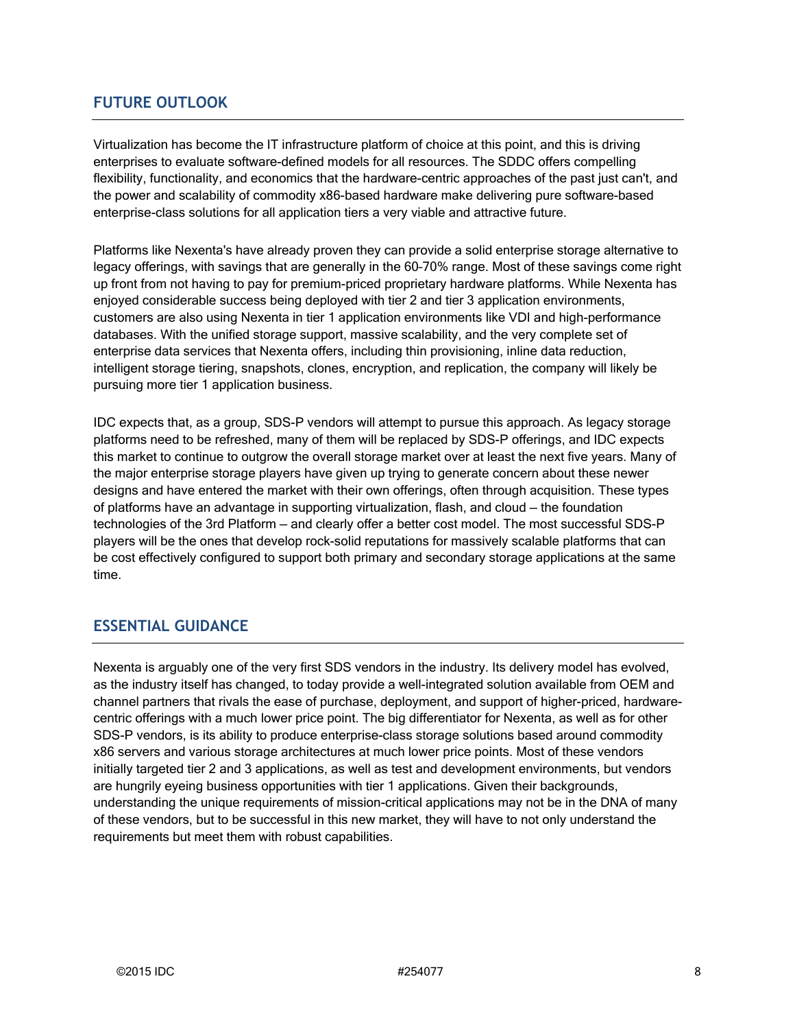## FUTURE OUTLOOK

Virtualization has become the IT infrastructure platform of choice at this point, and this is driving enterprises to evaluate software-defined models for all resources. The SDDC offers compelling flexibility, functionality, and economics that the hardware-centric approaches of the past just can't, and the power and scalability of commodity x86-based hardware make delivering pure software-based enterprise-class solutions for all application tiers a very viable and attractive future.

Platforms like Nexenta's have already proven they can provide a solid enterprise storage alternative to legacy offerings, with savings that are generally in the 60–70% range. Most of these savings come right up front from not having to pay for premium-priced proprietary hardware platforms. While Nexenta has enjoyed considerable success being deployed with tier 2 and tier 3 application environments, customers are also using Nexenta in tier 1 application environments like VDI and high-performance databases. With the unified storage support, massive scalability, and the very complete set of enterprise data services that Nexenta offers, including thin provisioning, inline data reduction, intelligent storage tiering, snapshots, clones, encryption, and replication, the company will likely be pursuing more tier 1 application business.

IDC expects that, as a group, SDS-P vendors will attempt to pursue this approach. As legacy storage platforms need to be refreshed, many of them will be replaced by SDS-P offerings, and IDC expects this market to continue to outgrow the overall storage market over at least the next five years. Many of the major enterprise storage players have given up trying to generate concern about these newer designs and have entered the market with their own offerings, often through acquisition. These types of platforms have an advantage in supporting virtualization, flash, and cloud — the foundation technologies of the 3rd Platform — and clearly offer a better cost model. The most successful SDS-P players will be the ones that develop rock-solid reputations for massively scalable platforms that can be cost effectively configured to support both primary and secondary storage applications at the same time.

## ESSENTIAL GUIDANCE

Nexenta is arguably one of the very first SDS vendors in the industry. Its delivery model has evolved, as the industry itself has changed, to today provide a well-integrated solution available from OEM and channel partners that rivals the ease of purchase, deployment, and support of higher-priced, hardware-centric offerings with a much lower price point. The big differentiator for Nexenta, as well as for other SDS-P vendors, is its ability to produce enterprise-class storage solutions based around commodity x86 servers and various storage architectures at much lower price points. Most of these vendors initially targeted tier 2 and 3 applications, as well as test and development environments, but vendors are hungrily eyeing business opportunities with tier 1 applications. Given their backgrounds, understanding the unique requirements of mission-critical applications may not be in the DNA of many of these vendors, but to be successful in this new market, they will have to not only understand the requirements but meet them with robust capabilities.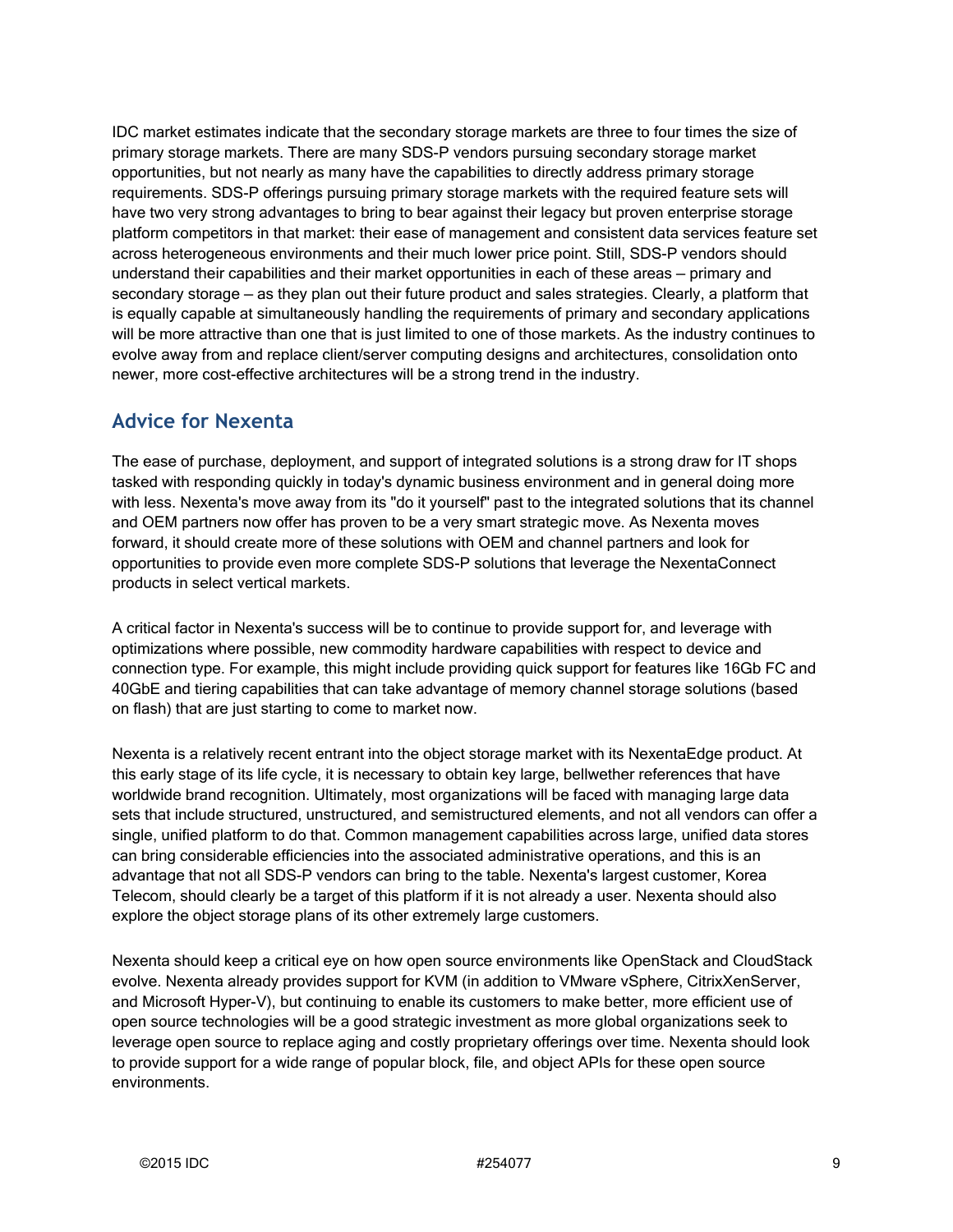IDC market estimates indicate that the secondary storage markets are three to four times the size of primary storage markets. There are many SDS-P vendors pursuing secondary storage market opportunities, but not nearly as many have the capabilities to directly address primary storage requirements. SDS-P offerings pursuing primary storage markets with the required feature sets will have two very strong advantages to bring to bear against their legacy but proven enterprise storage platform competitors in that market: their ease of management and consistent data services feature set across heterogeneous environments and their much lower price point. Still, SDS-P vendors should understand their capabilities and their market opportunities in each of these areas — primary and secondary storage — as they plan out their future product and sales strategies. Clearly, a platform that is equally capable at simultaneously handling the requirements of primary and secondary applications will be more attractive than one that is just limited to one of those markets. As the industry continues to evolve away from and replace client/server computing designs and architectures, consolidation onto newer, more cost-effective architectures will be a strong trend in the industry.

## Advice for Nexenta

The ease of purchase, deployment, and support of integrated solutions is a strong draw for IT shops tasked with responding quickly in today's dynamic business environment and in general doing more with less. Nexenta's move away from its "do it yourself" past to the integrated solutions that its channel and OEM partners now offer has proven to be a very smart strategic move. As Nexenta moves forward, it should create more of these solutions with OEM and channel partners and look for opportunities to provide even more complete SDS-P solutions that leverage the NexentaConnect products in select vertical markets.

A critical factor in Nexenta's success will be to continue to provide support for, and leverage with optimizations where possible, new commodity hardware capabilities with respect to device and connection type. For example, this might include providing quick support for features like 16Gb FC and 40GbE and tiering capabilities that can take advantage of memory channel storage solutions (based on flash) that are just starting to come to market now.

Nexenta is a relatively recent entrant into the object storage market with its NexentaEdge product. At this early stage of its life cycle, it is necessary to obtain key large, bellwether references that have worldwide brand recognition. Ultimately, most organizations will be faced with managing large data sets that include structured, unstructured, and semistructured elements, and not all vendors can offer a single, unified platform to do that. Common management capabilities across large, unified data stores can bring considerable efficiencies into the associated administrative operations, and this is an advantage that not all SDS-P vendors can bring to the table. Nexenta's largest customer, Korea Telecom, should clearly be a target of this platform if it is not already a user. Nexenta should also explore the object storage plans of its other extremely large customers.

Nexenta should keep a critical eye on how open source environments like OpenStack and CloudStack evolve. Nexenta already provides support for KVM (in addition to VMware vSphere, CitrixXenServer, and Microsoft Hyper-V), but continuing to enable its customers to make better, more efficient use of open source technologies will be a good strategic investment as more global organizations seek to leverage open source to replace aging and costly proprietary offerings over time. Nexenta should look to provide support for a wide range of popular block, file, and object APIs for these open source environments.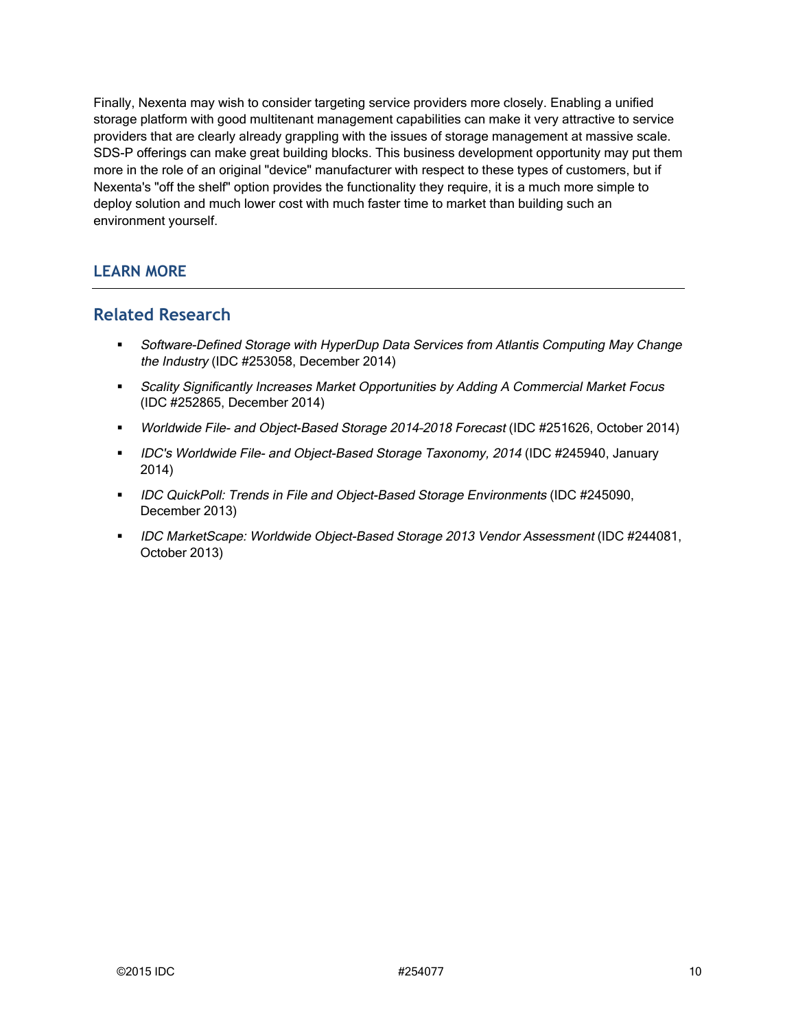Finally, Nexenta may wish to consider targeting service providers more closely. Enabling a unified storage platform with good multitenant management capabilities can make it very attractive to service providers that are clearly already grappling with the issues of storage management at massive scale. SDS-P offerings can make great building blocks. This business development opportunity may put them more in the role of an original "device" manufacturer with respect to these types of customers, but if Nexenta's "off the shelf" option provides the functionality they require, it is a much more simple to deploy solution and much lower cost with much faster time to market than building such an environment yourself.

## LEARN MORE

## Related Research

- *Software-Defined Storage with HyperDup Data Services from Atlantis Computing May Change the Industry* (IDC #253058, December 2014)
- *Scality Significantly Increases Market Opportunities by Adding A Commercial Market Focus* (IDC #252865, December 2014)
- *Worldwide File- and Object-Based Storage 2014-2018 Forecast* (IDC #251626, October 2014)
- *IDC's Worldwide File- and Object-Based Storage Taxonomy, 2014* (IDC #245940, January 2014)
- *IDC QuickPoll: Trends in File and Object-Based Storage Environments* (IDC #245090, December 2013)
- *IDC MarketScape: Worldwide Object-Based Storage 2013 Vendor Assessment* (IDC #244081, October 2013)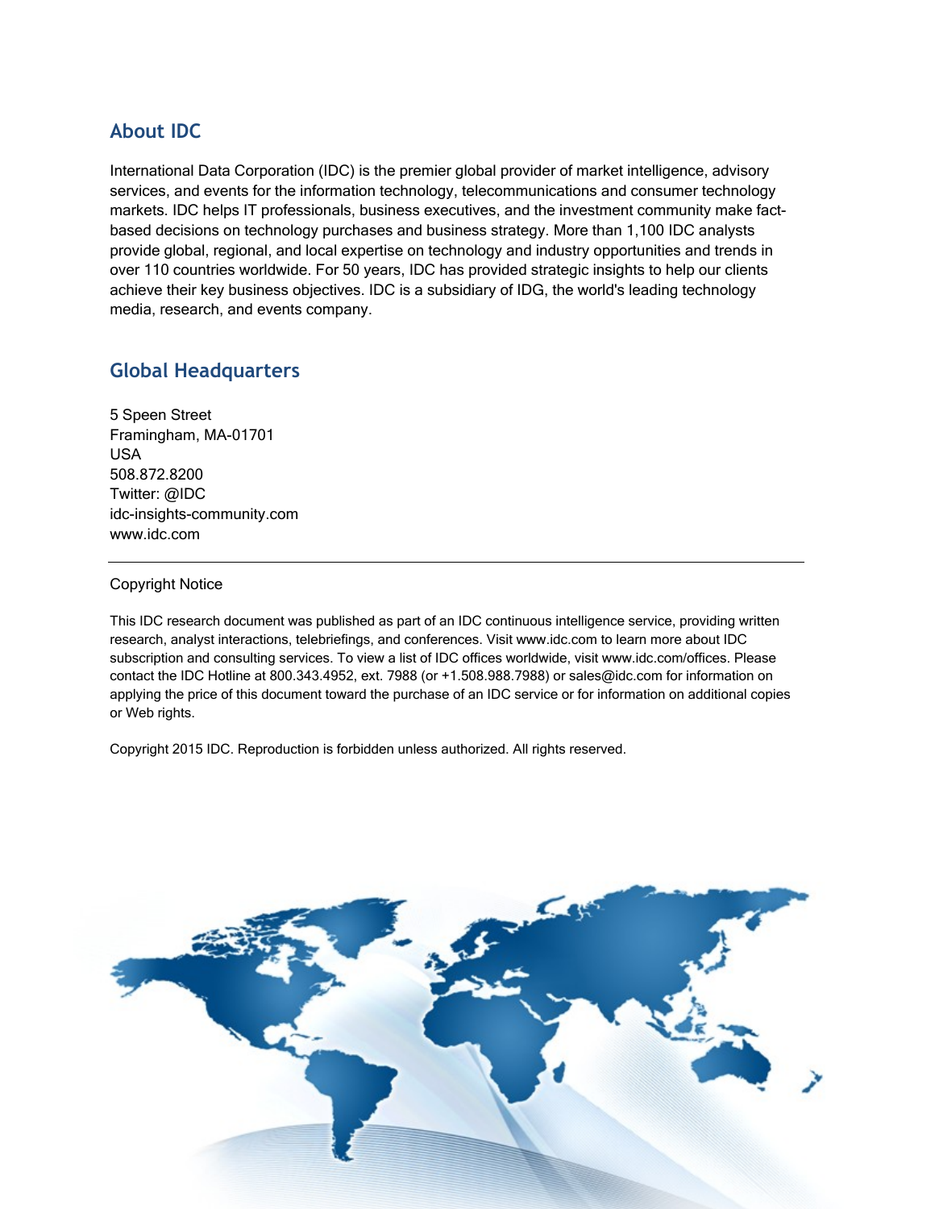## About IDC

International Data Corporation (IDC) is the premier global provider of market intelligence, advisory services, and events for the information technology, telecommunications and consumer technology markets. IDC helps IT professionals, business executives, and the investment community make fact-based decisions on technology purchases and business strategy. More than 1,100 IDC analysts provide global, regional, and local expertise on technology and industry opportunities and trends in over 110 countries worldwide. For 50 years, IDC has provided strategic insights to help our clients achieve their key business objectives. IDC is a subsidiary of IDG, the world's leading technology media, research, and events company.

## Global Headquarters

5 Speen Street
Framingham, MA-01701
USA
508.872.8200
Twitter: @IDC
idc-insights-community.com
www.idc.com

---

Copyright Notice

This IDC research document was published as part of an IDC continuous intelligence service, providing written research, analyst interactions, telebriefings, and conferences. Visit www.idc.com to learn more about IDC subscription and consulting services. To view a list of IDC offices worldwide, visit www.idc.com/offices. Please contact the IDC Hotline at 800.343.4952, ext. 7988 (or +1.508.988.7988) or sales@idc.com for information on applying the price of this document toward the purchase of an IDC service or for information on additional copies or Web rights.

Copyright 2015 IDC. Reproduction is forbidden unless authorized. All rights reserved.